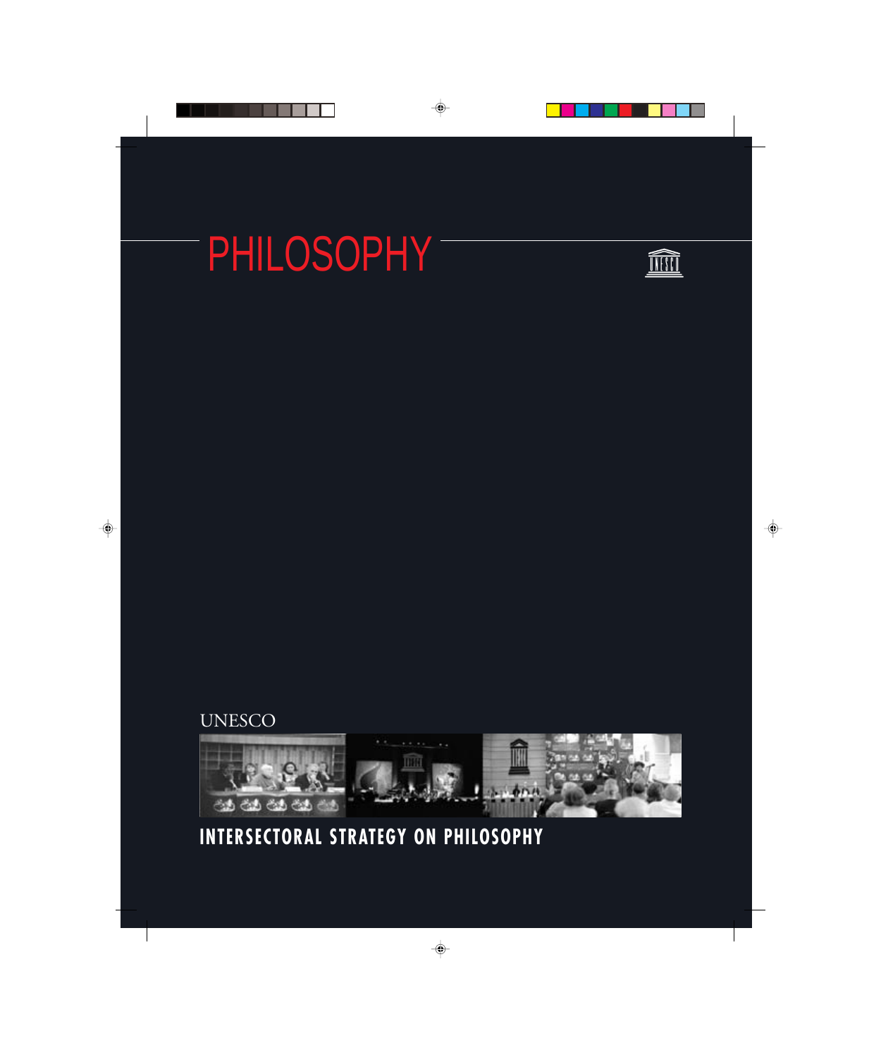# PHILOSOPHY

UNESCO

## INTERSECTORAL STRATEGY ON PHILOSOPHY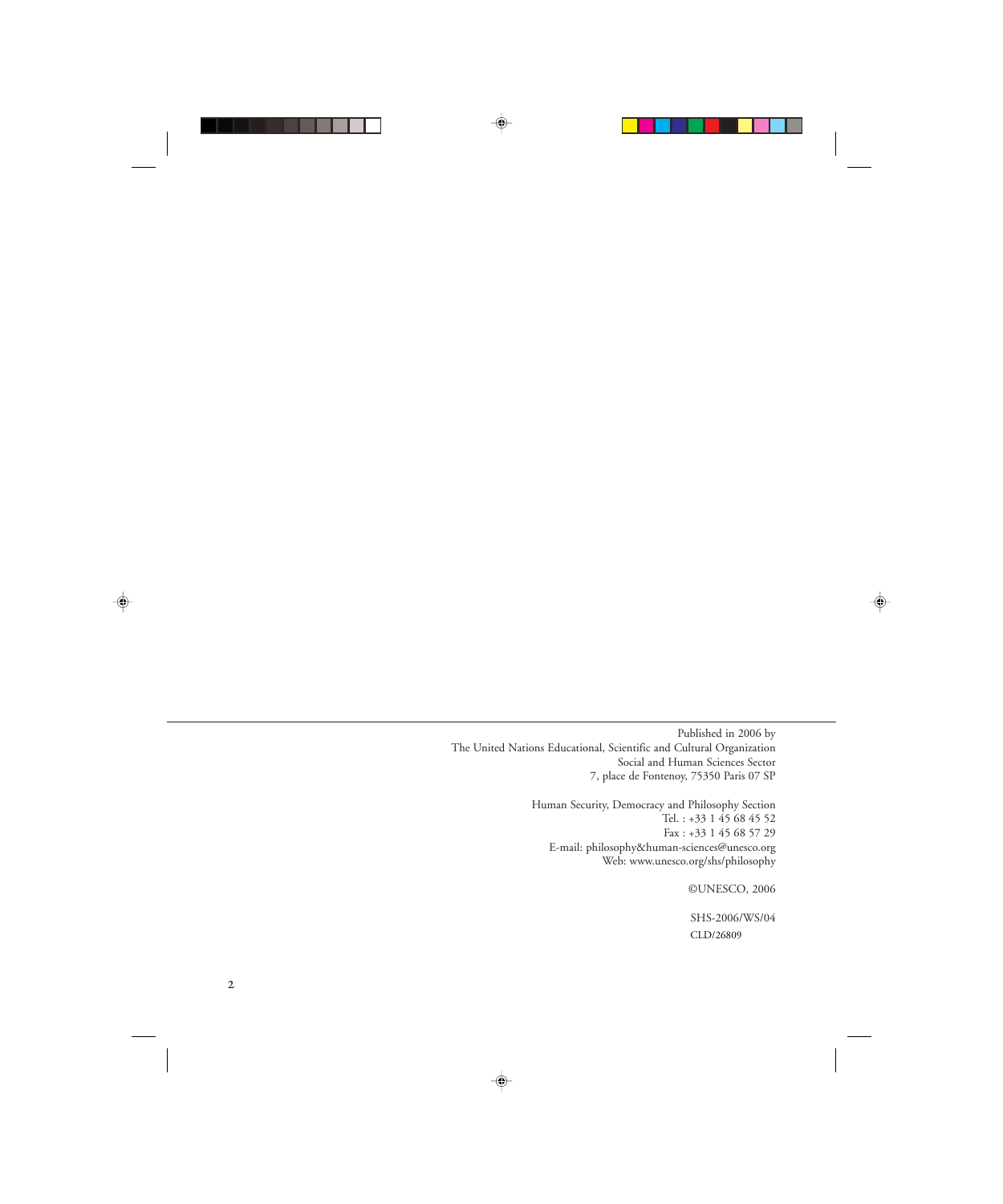Published in 2006 by
The United Nations Educational, Scientific and Cultural Organization
Social and Human Sciences Sector
7, place de Fontenoy, 75350 Paris 07 SP

Human Security, Democracy and Philosophy Section
Tel. : +33 1 45 68 45 52
Fax : +33 1 45 68 57 29
E-mail: philosophy&human-sciences@unesco.org
Web: www.unesco.org/shs/philosophy

©UNESCO, 2006

SHS-2006/WS/04
CLD/26809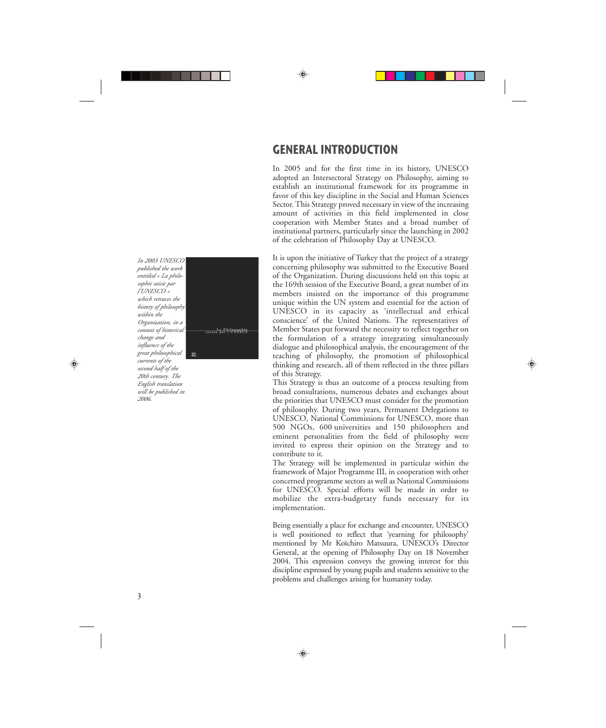# GENERAL INTRODUCTION

*In 2003 UNESCO published the work entitled « La philosophie saisie par l'UNESCO » which retraces the history of philosophy within the Organization, in a context of historical change and influence of the great philosophical currents of the second half of the 20th century. The English translation will be published in 2006.*

In 2005 and for the first time in its history, UNESCO adopted an Intersectoral Strategy on Philosophy, aiming to establish an institutional framework for its programme in favor of this key discipline in the Social and Human Sciences Sector. This Strategy proved necessary in view of the increasing amount of activities in this field implemented in close cooperation with Member States and a broad number of institutional partners, particularly since the launching in 2002 of the celebration of Philosophy Day at UNESCO.

It is upon the initiative of Turkey that the project of a strategy concerning philosophy was submitted to the Executive Board of the Organization. During discussions held on this topic at the 169th session of the Executive Board, a great number of its members insisted on the importance of this programme unique within the UN system and essential for the action of UNESCO in its capacity as 'intellectual and ethical conscience' of the United Nations. The representatives of Member States put forward the necessity to reflect together on the formulation of a strategy integrating simultaneously dialogue and philosophical analysis, the encouragement of the teaching of philosophy, the promotion of philosophical thinking and research, all of them reflected in the three pillars of this Strategy.

This Strategy is thus an outcome of a process resulting from broad consultations, numerous debates and exchanges about the priorities that UNESCO must consider for the promotion of philosophy. During two years, Permanent Delegations to UNESCO, National Commissions for UNESCO, more than 500 NGOs, 600 universities and 150 philosophers and eminent personalities from the field of philosophy were invited to express their opinion on the Strategy and to contribute to it.

The Strategy will be implemented in particular within the framework of Major Programme III, in cooperation with other concerned programme sectors as well as National Commissions for UNESCO. Special efforts will be made in order to mobilize the extra-budgetary funds necessary for its implementation.

Being essentially a place for exchange and encounter, UNESCO is well positioned to reflect that 'yearning for philosophy' mentioned by Mr Koïchiro Matsuura, UNESCO's Director General, at the opening of Philosophy Day on 18 November 2004. This expression conveys the growing interest for this discipline expressed by young pupils and students sensitive to the problems and challenges arising for humanity today.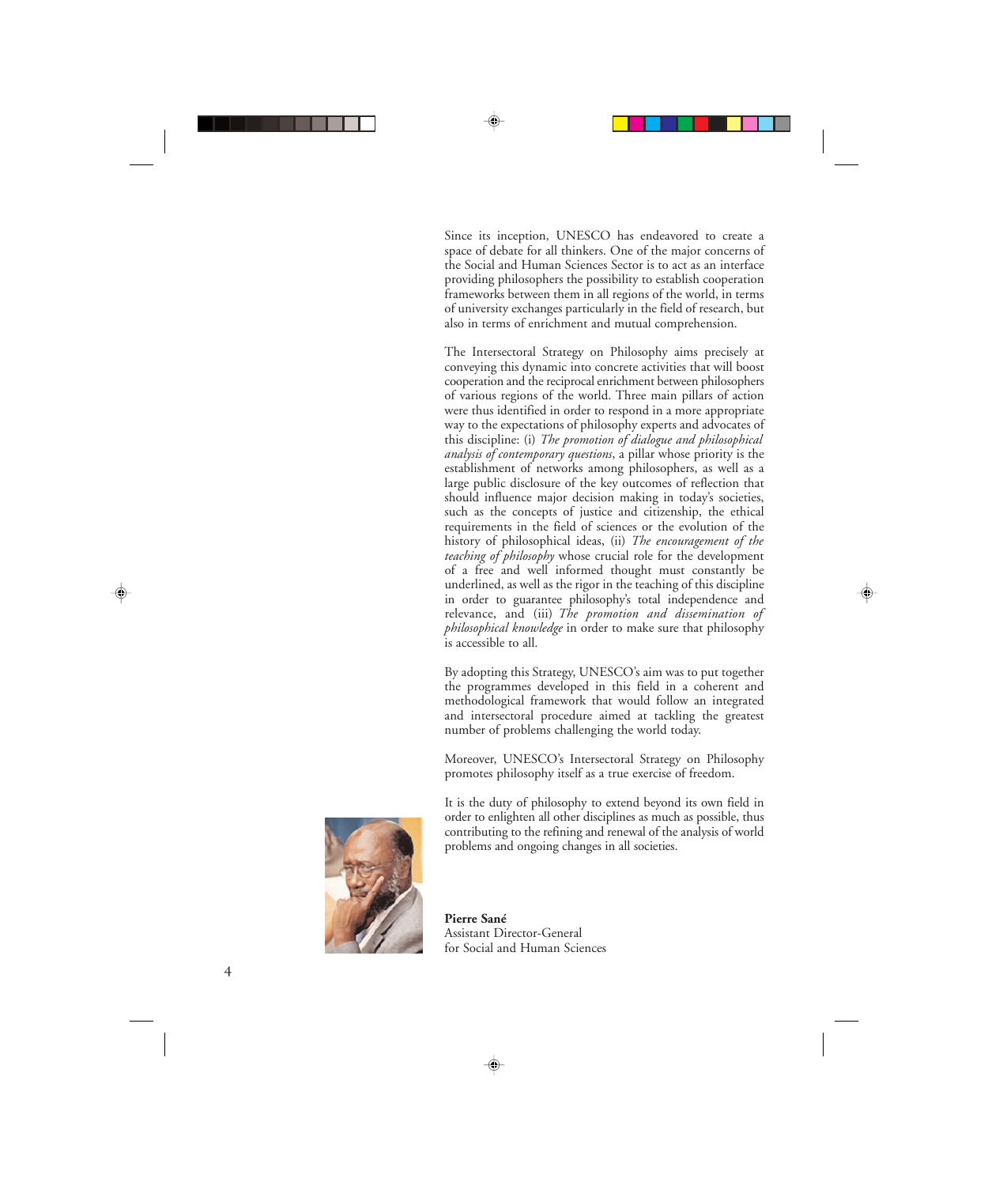Since its inception, UNESCO has endeavored to create a space of debate for all thinkers. One of the major concerns of the Social and Human Sciences Sector is to act as an interface providing philosophers the possibility to establish cooperation frameworks between them in all regions of the world, in terms of university exchanges particularly in the field of research, but also in terms of enrichment and mutual comprehension.

The Intersectoral Strategy on Philosophy aims precisely at conveying this dynamic into concrete activities that will boost cooperation and the reciprocal enrichment between philosophers of various regions of the world. Three main pillars of action were thus identified in order to respond in a more appropriate way to the expectations of philosophy experts and advocates of this discipline: (i) *The promotion of dialogue and philosophical analysis of contemporary questions*, a pillar whose priority is the establishment of networks among philosophers, as well as a large public disclosure of the key outcomes of reflection that should influence major decision making in today's societies, such as the concepts of justice and citizenship, the ethical requirements in the field of sciences or the evolution of the history of philosophical ideas, (ii) *The encouragement of the teaching of philosophy* whose crucial role for the development of a free and well informed thought must constantly be underlined, as well as the rigor in the teaching of this discipline in order to guarantee philosophy's total independence and relevance, and (iii) *The promotion and dissemination of philosophical knowledge* in order to make sure that philosophy is accessible to all.

By adopting this Strategy, UNESCO's aim was to put together the programmes developed in this field in a coherent and methodological framework that would follow an integrated and intersectoral procedure aimed at tackling the greatest number of problems challenging the world today.

Moreover, UNESCO's Intersectoral Strategy on Philosophy promotes philosophy itself as a true exercise of freedom.

It is the duty of philosophy to extend beyond its own field in order to enlighten all other disciplines as much as possible, thus contributing to the refining and renewal of the analysis of world problems and ongoing changes in all societies.

**Pierre Sané**
Assistant Director-General
for Social and Human Sciences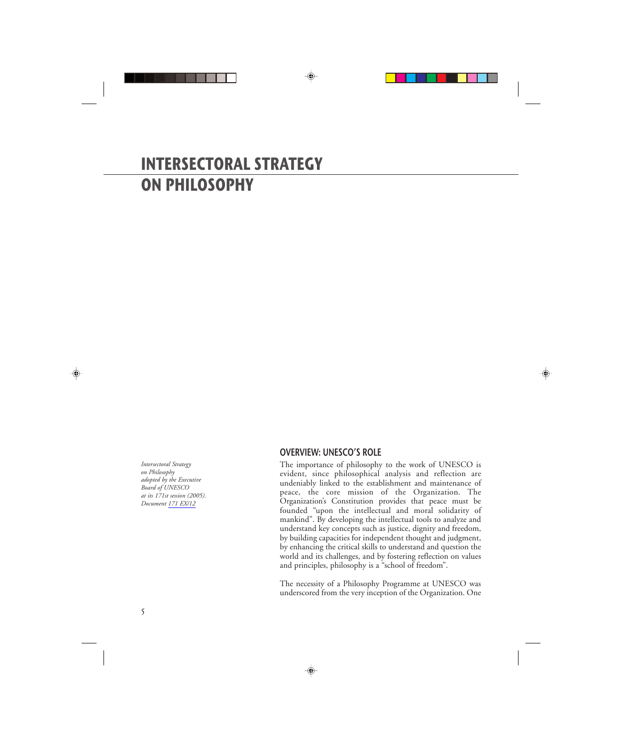# INTERSECTORAL STRATEGY ON PHILOSOPHY

*Intersectoral Strategy on Philosophy adopted by the Executive Board of UNESCO at its 171st session (2005). Document 171 EX/12*

## OVERVIEW: UNESCO'S ROLE

The importance of philosophy to the work of UNESCO is evident, since philosophical analysis and reflection are undeniably linked to the establishment and maintenance of peace, the core mission of the Organization. The Organization's Constitution provides that peace must be founded "upon the intellectual and moral solidarity of mankind". By developing the intellectual tools to analyze and understand key concepts such as justice, dignity and freedom, by building capacities for independent thought and judgment, by enhancing the critical skills to understand and question the world and its challenges, and by fostering reflection on values and principles, philosophy is a "school of freedom".

The necessity of a Philosophy Programme at UNESCO was underscored from the very inception of the Organization. One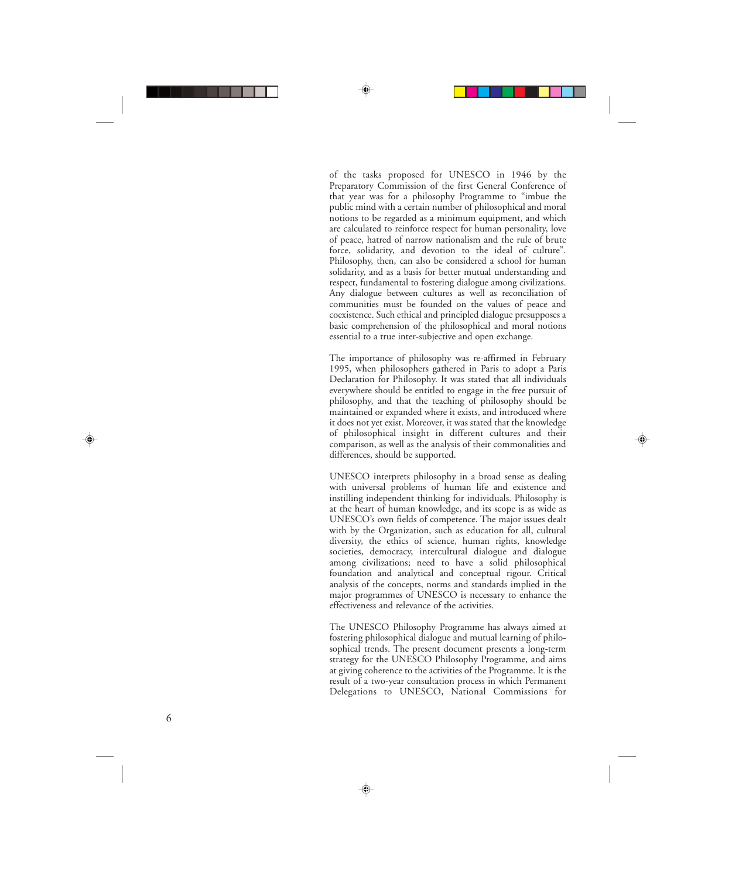of the tasks proposed for UNESCO in 1946 by the Preparatory Commission of the first General Conference of that year was for a philosophy Programme to "imbue the public mind with a certain number of philosophical and moral notions to be regarded as a minimum equipment, and which are calculated to reinforce respect for human personality, love of peace, hatred of narrow nationalism and the rule of brute force, solidarity, and devotion to the ideal of culture". Philosophy, then, can also be considered a school for human solidarity, and as a basis for better mutual understanding and respect, fundamental to fostering dialogue among civilizations. Any dialogue between cultures as well as reconciliation of communities must be founded on the values of peace and coexistence. Such ethical and principled dialogue presupposes a basic comprehension of the philosophical and moral notions essential to a true inter-subjective and open exchange.

The importance of philosophy was re-affirmed in February 1995, when philosophers gathered in Paris to adopt a Paris Declaration for Philosophy. It was stated that all individuals everywhere should be entitled to engage in the free pursuit of philosophy, and that the teaching of philosophy should be maintained or expanded where it exists, and introduced where it does not yet exist. Moreover, it was stated that the knowledge of philosophical insight in different cultures and their comparison, as well as the analysis of their commonalities and differences, should be supported.

UNESCO interprets philosophy in a broad sense as dealing with universal problems of human life and existence and instilling independent thinking for individuals. Philosophy is at the heart of human knowledge, and its scope is as wide as UNESCO's own fields of competence. The major issues dealt with by the Organization, such as education for all, cultural diversity, the ethics of science, human rights, knowledge societies, democracy, intercultural dialogue and dialogue among civilizations; need to have a solid philosophical foundation and analytical and conceptual rigour. Critical analysis of the concepts, norms and standards implied in the major programmes of UNESCO is necessary to enhance the effectiveness and relevance of the activities.

The UNESCO Philosophy Programme has always aimed at fostering philosophical dialogue and mutual learning of philosophical trends. The present document presents a long-term strategy for the UNESCO Philosophy Programme, and aims at giving coherence to the activities of the Programme. It is the result of a two-year consultation process in which Permanent Delegations to UNESCO, National Commissions for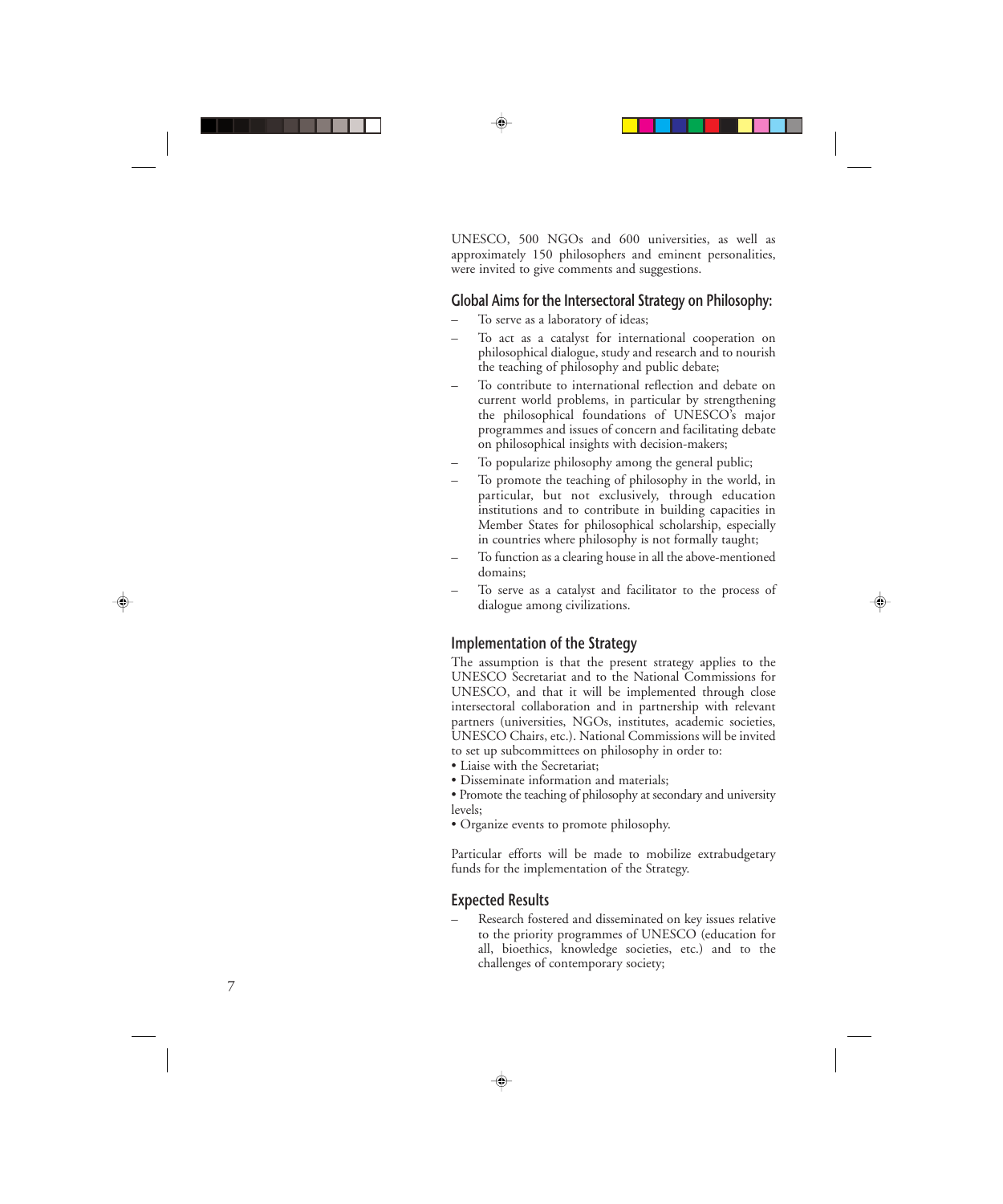UNESCO, 500 NGOs and 600 universities, as well as approximately 150 philosophers and eminent personalities, were invited to give comments and suggestions.

## Global Aims for the Intersectoral Strategy on Philosophy:

- To serve as a laboratory of ideas;
- To act as a catalyst for international cooperation on philosophical dialogue, study and research and to nourish the teaching of philosophy and public debate;
- To contribute to international reflection and debate on current world problems, in particular by strengthening the philosophical foundations of UNESCO's major programmes and issues of concern and facilitating debate on philosophical insights with decision-makers;
- To popularize philosophy among the general public;
- To promote the teaching of philosophy in the world, in particular, but not exclusively, through education institutions and to contribute in building capacities in Member States for philosophical scholarship, especially in countries where philosophy is not formally taught;
- To function as a clearing house in all the above-mentioned domains;
- To serve as a catalyst and facilitator to the process of dialogue among civilizations.

## Implementation of the Strategy

The assumption is that the present strategy applies to the UNESCO Secretariat and to the National Commissions for UNESCO, and that it will be implemented through close intersectoral collaboration and in partnership with relevant partners (universities, NGOs, institutes, academic societies, UNESCO Chairs, etc.). National Commissions will be invited to set up subcommittees on philosophy in order to:

- Liaise with the Secretariat;
- Disseminate information and materials;
- Promote the teaching of philosophy at secondary and university levels;
- Organize events to promote philosophy.

Particular efforts will be made to mobilize extrabudgetary funds for the implementation of the Strategy.

## Expected Results

- Research fostered and disseminated on key issues relative to the priority programmes of UNESCO (education for all, bioethics, knowledge societies, etc.) and to the challenges of contemporary society;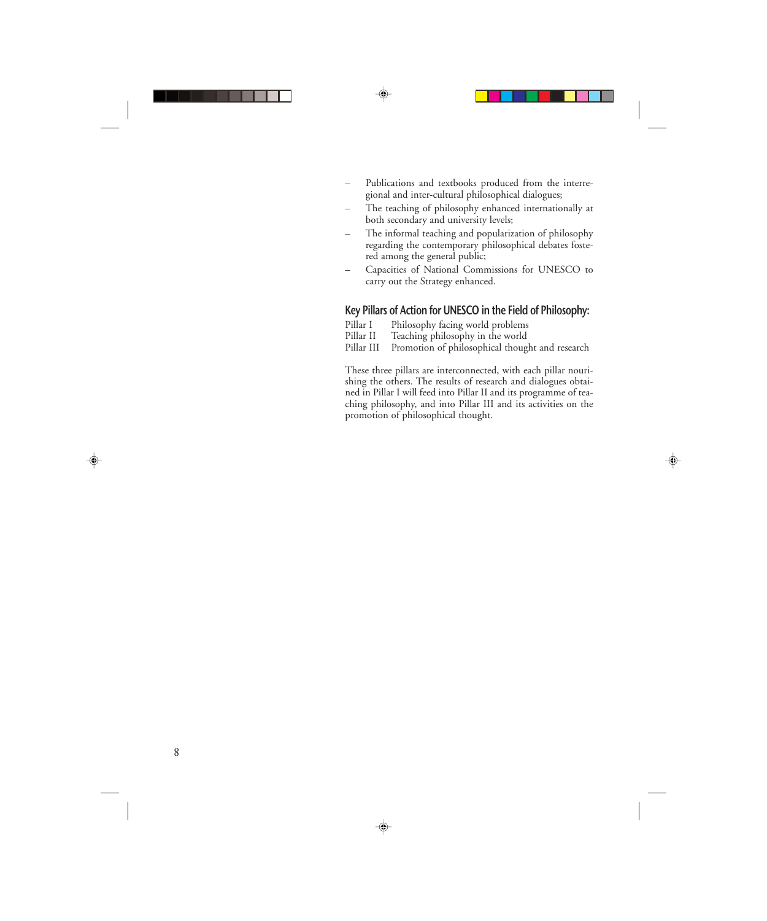- Publications and textbooks produced from the interregional and inter-cultural philosophical dialogues;
- The teaching of philosophy enhanced internationally at both secondary and university levels;
- The informal teaching and popularization of philosophy regarding the contemporary philosophical debates fostered among the general public;
- Capacities of National Commissions for UNESCO to carry out the Strategy enhanced.

## Key Pillars of Action for UNESCO in the Field of Philosophy:

| | |
|---|---|
| Pillar I | Philosophy facing world problems |
| Pillar II | Teaching philosophy in the world |
| Pillar III | Promotion of philosophical thought and research |

These three pillars are interconnected, with each pillar nourishing the others. The results of research and dialogues obtained in Pillar I will feed into Pillar II and its programme of teaching philosophy, and into Pillar III and its activities on the promotion of philosophical thought.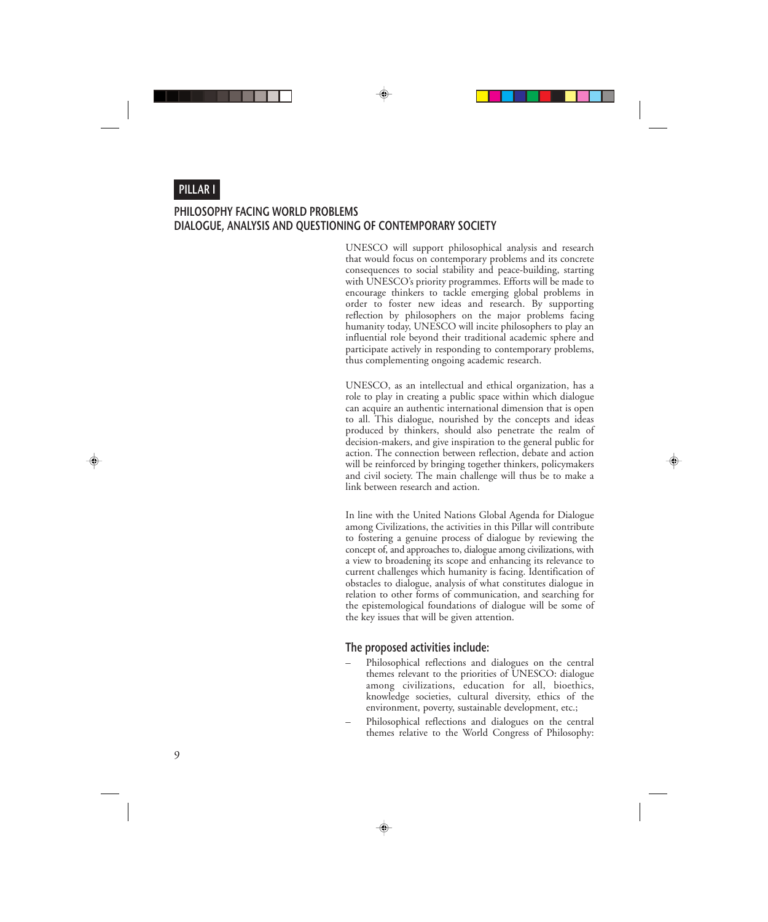# PILLAR I

## PHILOSOPHY FACING WORLD PROBLEMS
## DIALOGUE, ANALYSIS AND QUESTIONING OF CONTEMPORARY SOCIETY

UNESCO will support philosophical analysis and research that would focus on contemporary problems and its concrete consequences to social stability and peace-building, starting with UNESCO's priority programmes. Efforts will be made to encourage thinkers to tackle emerging global problems in order to foster new ideas and research. By supporting reflection by philosophers on the major problems facing humanity today, UNESCO will incite philosophers to play an influential role beyond their traditional academic sphere and participate actively in responding to contemporary problems, thus complementing ongoing academic research.

UNESCO, as an intellectual and ethical organization, has a role to play in creating a public space within which dialogue can acquire an authentic international dimension that is open to all. This dialogue, nourished by the concepts and ideas produced by thinkers, should also penetrate the realm of decision-makers, and give inspiration to the general public for action. The connection between reflection, debate and action will be reinforced by bringing together thinkers, policymakers and civil society. The main challenge will thus be to make a link between research and action.

In line with the United Nations Global Agenda for Dialogue among Civilizations, the activities in this Pillar will contribute to fostering a genuine process of dialogue by reviewing the concept of, and approaches to, dialogue among civilizations, with a view to broadening its scope and enhancing its relevance to current challenges which humanity is facing. Identification of obstacles to dialogue, analysis of what constitutes dialogue in relation to other forms of communication, and searching for the epistemological foundations of dialogue will be some of the key issues that will be given attention.

### The proposed activities include:

- Philosophical reflections and dialogues on the central themes relevant to the priorities of UNESCO: dialogue among civilizations, education for all, bioethics, knowledge societies, cultural diversity, ethics of the environment, poverty, sustainable development, etc.;
- Philosophical reflections and dialogues on the central themes relative to the World Congress of Philosophy: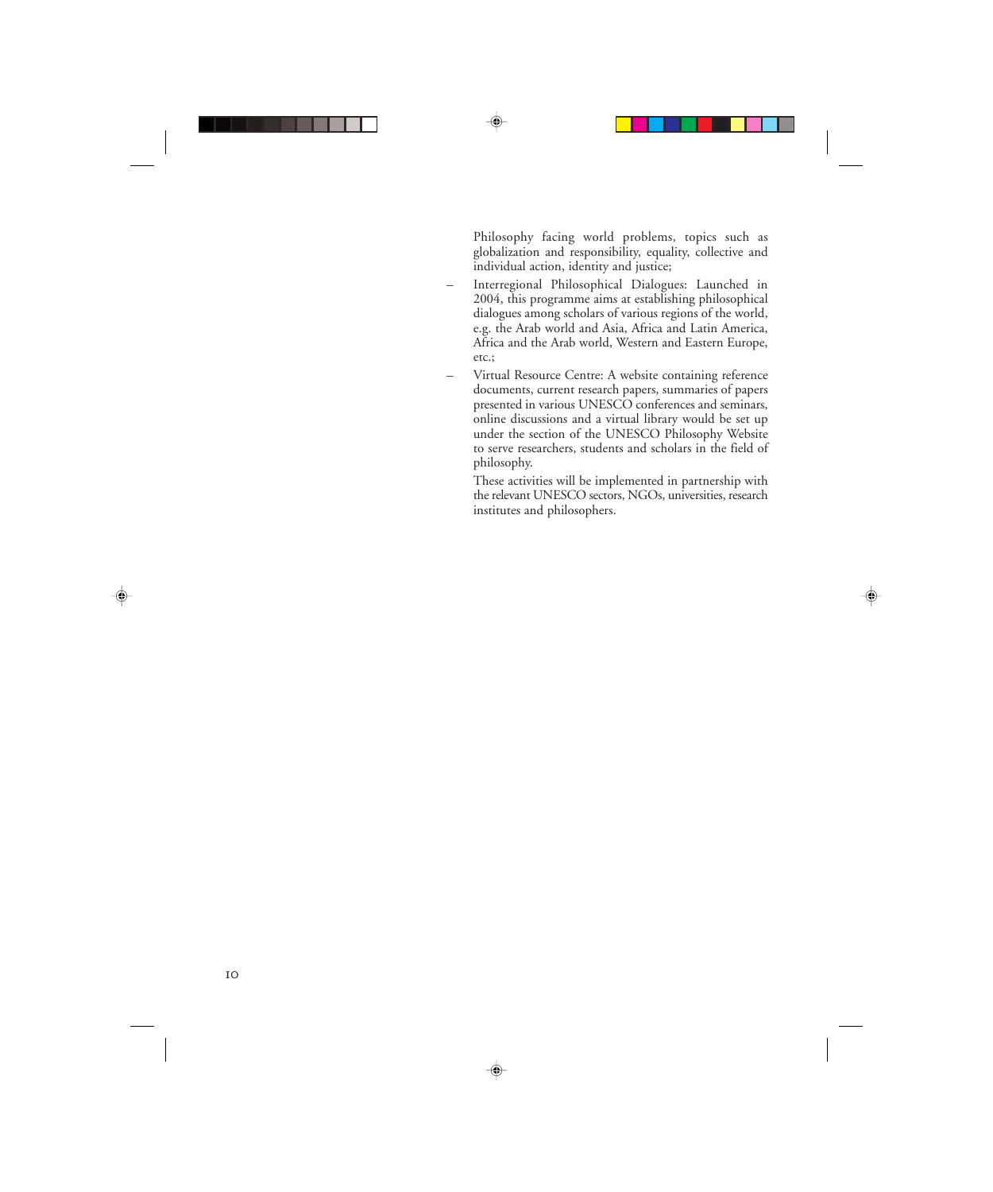Philosophy facing world problems, topics such as globalization and responsibility, equality, collective and individual action, identity and justice;

- Interregional Philosophical Dialogues: Launched in 2004, this programme aims at establishing philosophical dialogues among scholars of various regions of the world, e.g. the Arab world and Asia, Africa and Latin America, Africa and the Arab world, Western and Eastern Europe, etc.;
- Virtual Resource Centre: A website containing reference documents, current research papers, summaries of papers presented in various UNESCO conferences and seminars, online discussions and a virtual library would be set up under the section of the UNESCO Philosophy Website to serve researchers, students and scholars in the field of philosophy.

These activities will be implemented in partnership with the relevant UNESCO sectors, NGOs, universities, research institutes and philosophers.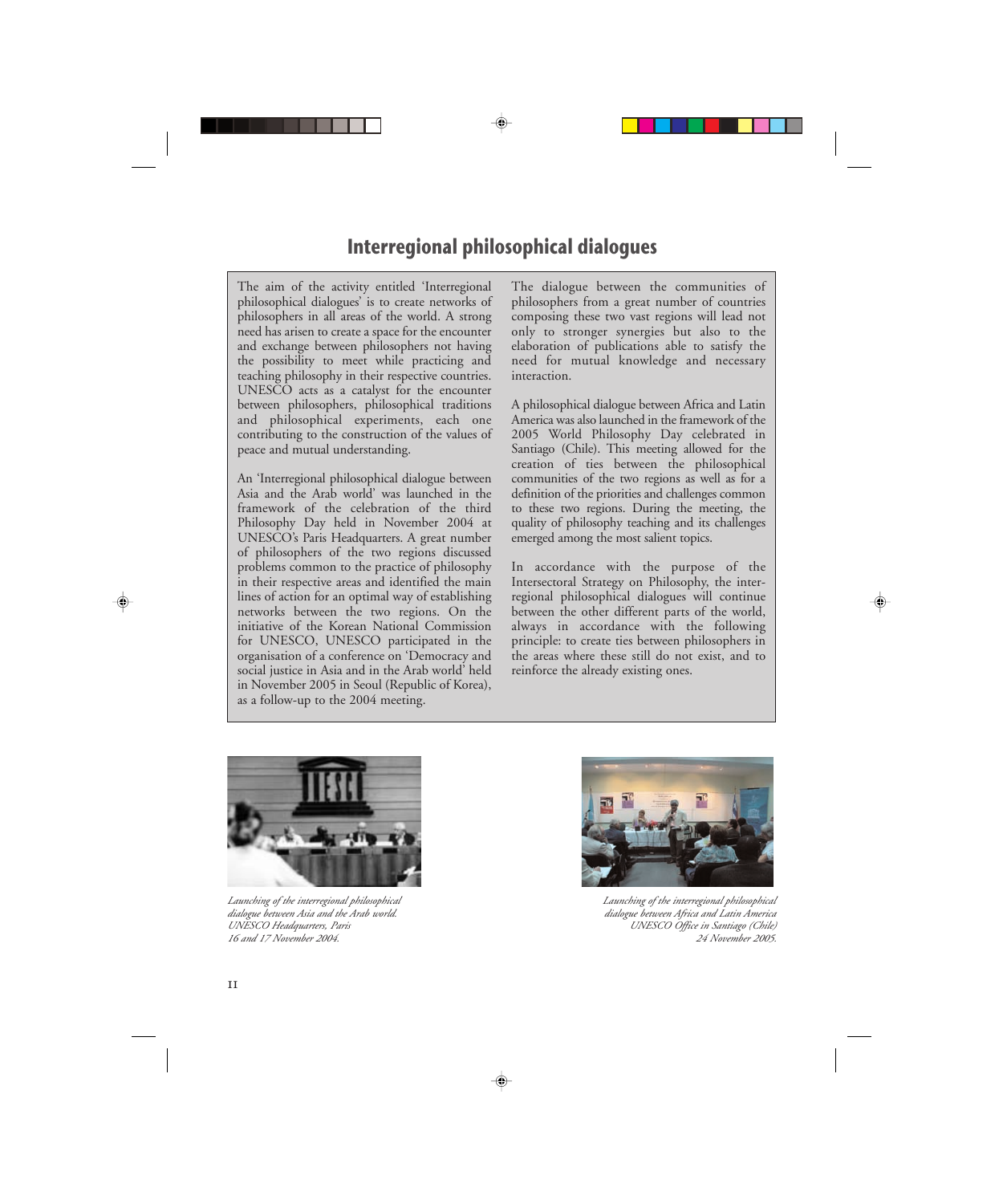# Interregional philosophical dialogues

The aim of the activity entitled 'Interregional philosophical dialogues' is to create networks of philosophers in all areas of the world. A strong need has arisen to create a space for the encounter and exchange between philosophers not having the possibility to meet while practicing and teaching philosophy in their respective countries. UNESCO acts as a catalyst for the encounter between philosophers, philosophical traditions and philosophical experiments, each one contributing to the construction of the values of peace and mutual understanding.

An 'Interregional philosophical dialogue between Asia and the Arab world' was launched in the framework of the celebration of the third Philosophy Day held in November 2004 at UNESCO's Paris Headquarters. A great number of philosophers of the two regions discussed problems common to the practice of philosophy in their respective areas and identified the main lines of action for an optimal way of establishing networks between the two regions. On the initiative of the Korean National Commission for UNESCO, UNESCO participated in the organisation of a conference on 'Democracy and social justice in Asia and in the Arab world' held in November 2005 in Seoul (Republic of Korea), as a follow-up to the 2004 meeting.

The dialogue between the communities of philosophers from a great number of countries composing these two vast regions will lead not only to stronger synergies but also to the elaboration of publications able to satisfy the need for mutual knowledge and necessary interaction.

A philosophical dialogue between Africa and Latin America was also launched in the framework of the 2005 World Philosophy Day celebrated in Santiago (Chile). This meeting allowed for the creation of ties between the philosophical communities of the two regions as well as for a definition of the priorities and challenges common to these two regions. During the meeting, the quality of philosophy teaching and its challenges emerged among the most salient topics.

In accordance with the purpose of the Intersectoral Strategy on Philosophy, the interregional philosophical dialogues will continue between the other different parts of the world, always in accordance with the following principle: to create ties between philosophers in the areas where these still do not exist, and to reinforce the already existing ones.

*Launching of the interregional philosophical dialogue between Asia and the Arab world. UNESCO Headquarters, Paris 16 and 17 November 2004.*

*Launching of the interregional philosophical dialogue between Africa and Latin America UNESCO Office in Santiago (Chile) 24 November 2005.*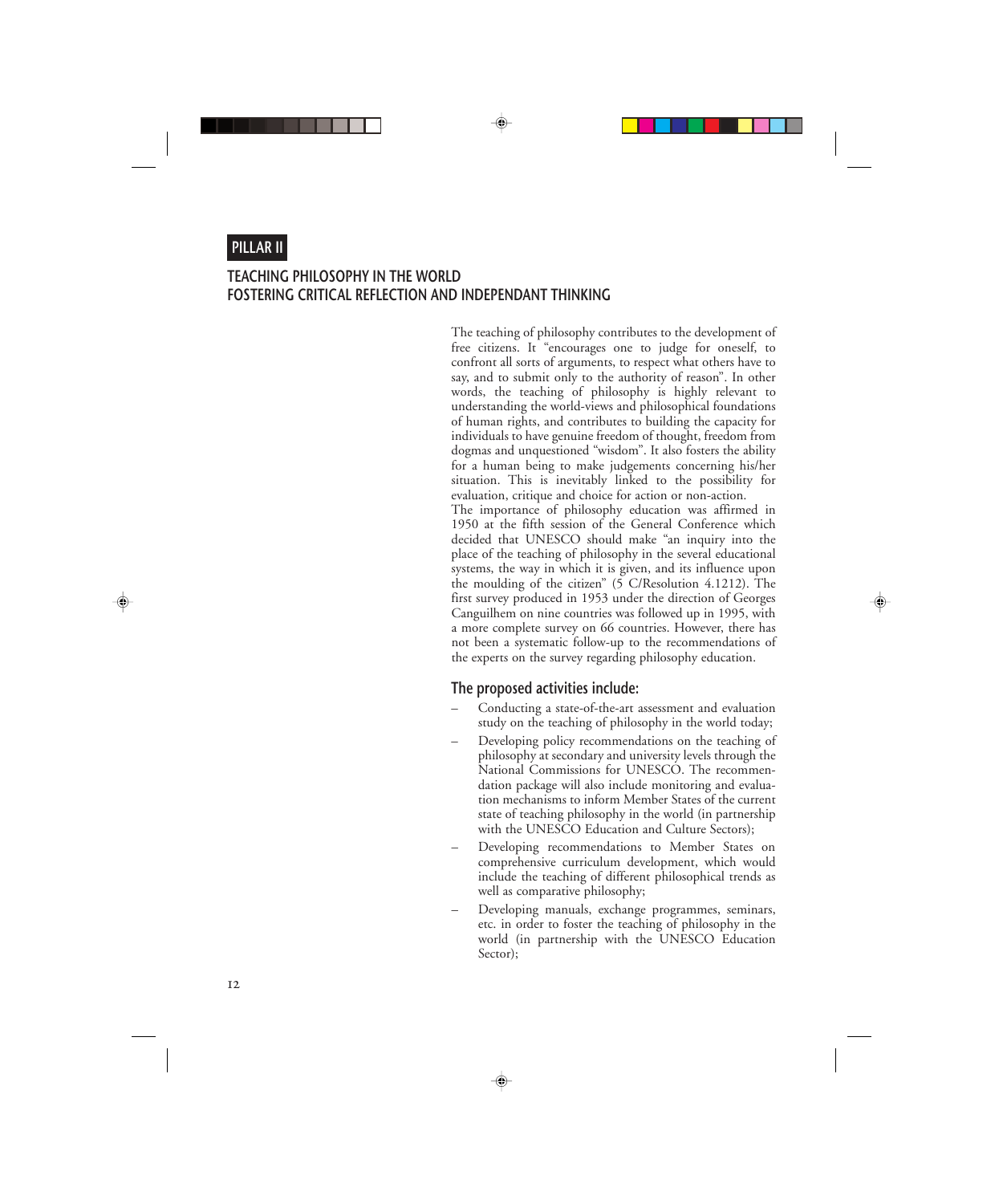# PILLAR II

## TEACHING PHILOSOPHY IN THE WORLD
## FOSTERING CRITICAL REFLECTION AND INDEPENDANT THINKING

The teaching of philosophy contributes to the development of free citizens. It "encourages one to judge for oneself, to confront all sorts of arguments, to respect what others have to say, and to submit only to the authority of reason". In other words, the teaching of philosophy is highly relevant to understanding the world-views and philosophical foundations of human rights, and contributes to building the capacity for individuals to have genuine freedom of thought, freedom from dogmas and unquestioned "wisdom". It also fosters the ability for a human being to make judgements concerning his/her situation. This is inevitably linked to the possibility for evaluation, critique and choice for action or non-action.

The importance of philosophy education was affirmed in 1950 at the fifth session of the General Conference which decided that UNESCO should make "an inquiry into the place of the teaching of philosophy in the several educational systems, the way in which it is given, and its influence upon the moulding of the citizen" (5 C/Resolution 4.1212). The first survey produced in 1953 under the direction of Georges Canguilhem on nine countries was followed up in 1995, with a more complete survey on 66 countries. However, there has not been a systematic follow-up to the recommendations of the experts on the survey regarding philosophy education.

### The proposed activities include:

- Conducting a state-of-the-art assessment and evaluation study on the teaching of philosophy in the world today;
- Developing policy recommendations on the teaching of philosophy at secondary and university levels through the National Commissions for UNESCO. The recommendation package will also include monitoring and evaluation mechanisms to inform Member States of the current state of teaching philosophy in the world (in partnership with the UNESCO Education and Culture Sectors);
- Developing recommendations to Member States on comprehensive curriculum development, which would include the teaching of different philosophical trends as well as comparative philosophy;
- Developing manuals, exchange programmes, seminars, etc. in order to foster the teaching of philosophy in the world (in partnership with the UNESCO Education Sector);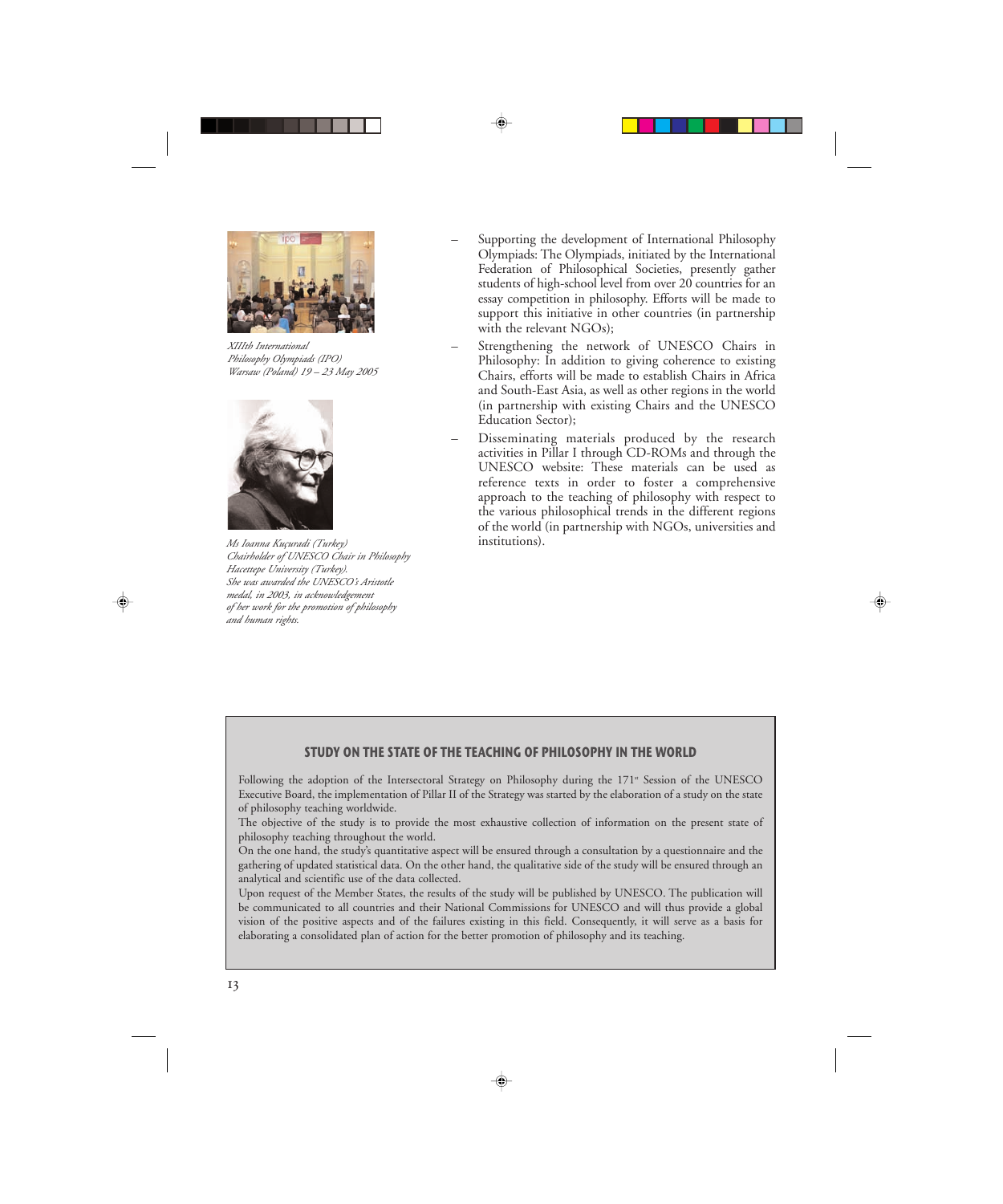*XIIIth International Philosophy Olympiads (IPO) Warsaw (Poland) 19 – 23 May 2005*

*Ms Ioanna Kuçuradi (Turkey) Chairholder of UNESCO Chair in Philosophy Hacettepe University (Turkey). She was awarded the UNESCO's Aristotle medal, in 2003, in acknowledgement of her work for the promotion of philosophy and human rights.*

– Supporting the development of International Philosophy Olympiads: The Olympiads, initiated by the International Federation of Philosophical Societies, presently gather students of high-school level from over 20 countries for an essay competition in philosophy. Efforts will be made to support this initiative in other countries (in partnership with the relevant NGOs);

– Strengthening the network of UNESCO Chairs in Philosophy: In addition to giving coherence to existing Chairs, efforts will be made to establish Chairs in Africa and South-East Asia, as well as other regions in the world (in partnership with existing Chairs and the UNESCO Education Sector);

– Disseminating materials produced by the research activities in Pillar I through CD-ROMs and through the UNESCO website: These materials can be used as reference texts in order to foster a comprehensive approach to the teaching of philosophy with respect to the various philosophical trends in the different regions of the world (in partnership with NGOs, universities and institutions).

## STUDY ON THE STATE OF THE TEACHING OF PHILOSOPHY IN THE WORLD

Following the adoption of the Intersectoral Strategy on Philosophy during the 171st Session of the UNESCO Executive Board, the implementation of Pillar II of the Strategy was started by the elaboration of a study on the state of philosophy teaching worldwide.

The objective of the study is to provide the most exhaustive collection of information on the present state of philosophy teaching throughout the world.

On the one hand, the study's quantitative aspect will be ensured through a consultation by a questionnaire and the gathering of updated statistical data. On the other hand, the qualitative side of the study will be ensured through an analytical and scientific use of the data collected.

Upon request of the Member States, the results of the study will be published by UNESCO. The publication will be communicated to all countries and their National Commissions for UNESCO and will thus provide a global vision of the positive aspects and of the failures existing in this field. Consequently, it will serve as a basis for elaborating a consolidated plan of action for the better promotion of philosophy and its teaching.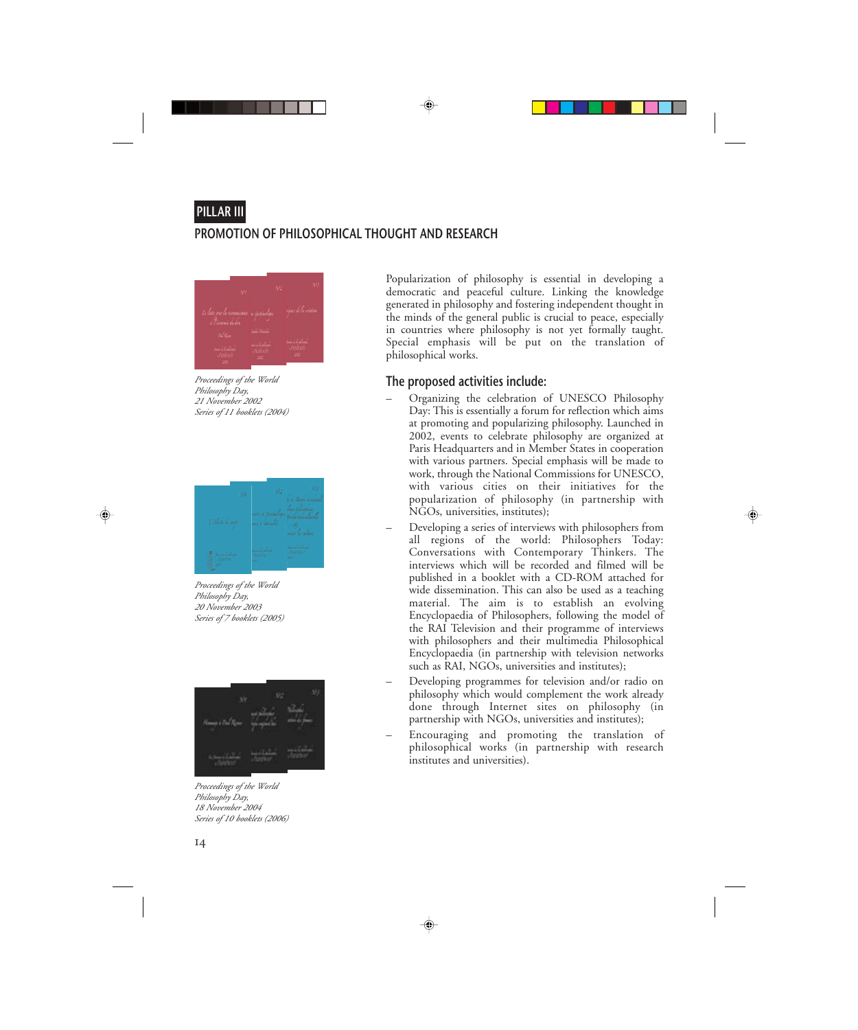## PILLAR III

## PROMOTION OF PHILOSOPHICAL THOUGHT AND RESEARCH

*Proceedings of the World Philosophy Day, 21 November 2002 Series of 11 booklets (2004)*

*Proceedings of the World Philosophy Day, 20 November 2003 Series of 7 booklets (2005)*

*Proceedings of the World Philosophy Day, 18 November 2004 Series of 10 booklets (2006)*

Popularization of philosophy is essential in developing a democratic and peaceful culture. Linking the knowledge generated in philosophy and fostering independent thought in the minds of the general public is crucial to peace, especially in countries where philosophy is not yet formally taught. Special emphasis will be put on the translation of philosophical works.

### The proposed activities include:

- Organizing the celebration of UNESCO Philosophy Day: This is essentially a forum for reflection which aims at promoting and popularizing philosophy. Launched in 2002, events to celebrate philosophy are organized at Paris Headquarters and in Member States in cooperation with various partners. Special emphasis will be made to work, through the National Commissions for UNESCO, with various cities on their initiatives for the popularization of philosophy (in partnership with NGOs, universities, institutes);
- Developing a series of interviews with philosophers from all regions of the world: Philosophers Today: Conversations with Contemporary Thinkers. The interviews which will be recorded and filmed will be published in a booklet with a CD-ROM attached for wide dissemination. This can also be used as a teaching material. The aim is to establish an evolving Encyclopaedia of Philosophers, following the model of the RAI Television and their programme of interviews with philosophers and their multimedia Philosophical Encyclopaedia (in partnership with television networks such as RAI, NGOs, universities and institutes);
- Developing programmes for television and/or radio on philosophy which would complement the work already done through Internet sites on philosophy (in partnership with NGOs, universities and institutes);
- Encouraging and promoting the translation of philosophical works (in partnership with research institutes and universities).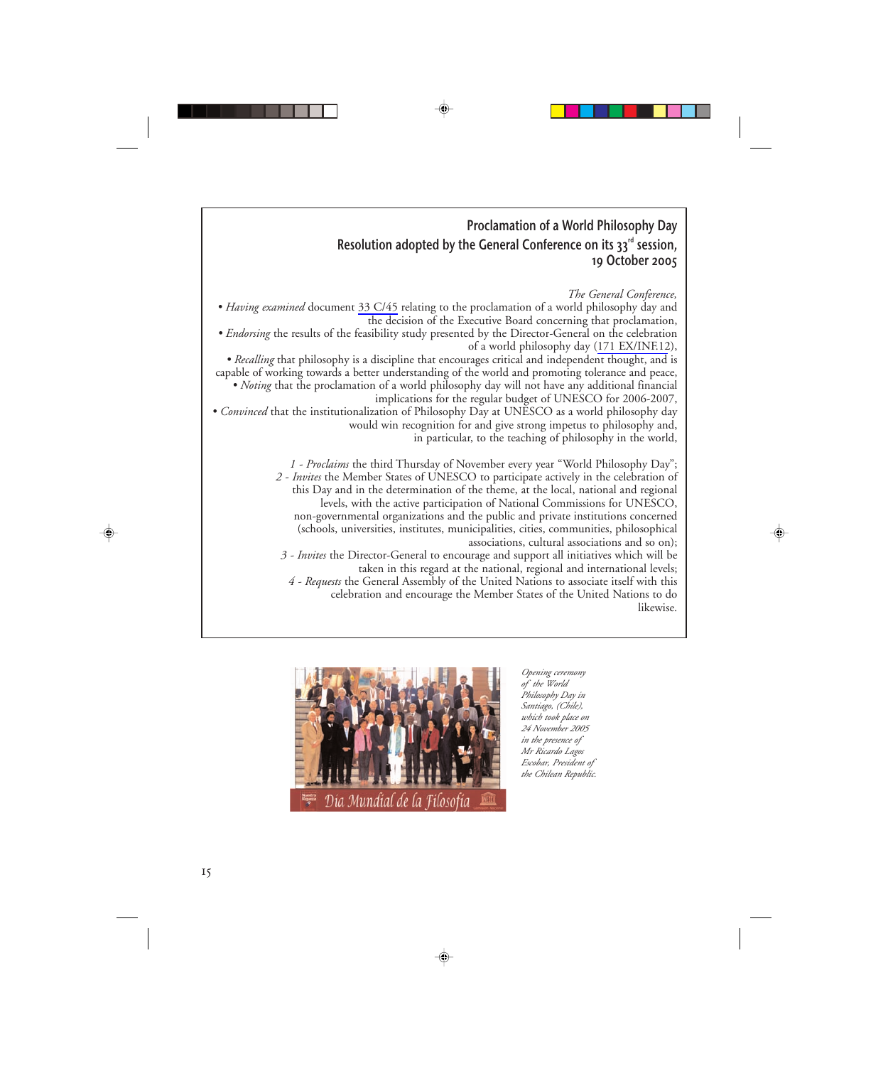## Proclamation of a World Philosophy Day
## Resolution adopted by the General Conference on its 33rd session, 19 October 2005

*The General Conference,*

- *Having examined* document 33 C/45 relating to the proclamation of a world philosophy day and the decision of the Executive Board concerning that proclamation,
- *Endorsing* the results of the feasibility study presented by the Director-General on the celebration of a world philosophy day (171 EX/INF.12),
- *Recalling* that philosophy is a discipline that encourages critical and independent thought, and is capable of working towards a better understanding of the world and promoting tolerance and peace,
- *Noting* that the proclamation of a world philosophy day will not have any additional financial implications for the regular budget of UNESCO for 2006-2007,
- *Convinced* that the institutionalization of Philosophy Day at UNESCO as a world philosophy day would win recognition for and give strong impetus to philosophy and, in particular, to the teaching of philosophy in the world,

1 - *Proclaims* the third Thursday of November every year "World Philosophy Day";

2 - *Invites* the Member States of UNESCO to participate actively in the celebration of this Day and in the determination of the theme, at the local, national and regional levels, with the active participation of National Commissions for UNESCO, non-governmental organizations and the public and private institutions concerned (schools, universities, institutes, municipalities, cities, communities, philosophical associations, cultural associations and so on);

3 - *Invites* the Director-General to encourage and support all initiatives which will be taken in this regard at the national, regional and international levels;

4 - *Requests* the General Assembly of the United Nations to associate itself with this celebration and encourage the Member States of the United Nations to do likewise.

*Opening ceremony of the World Philosophy Day in Santiago, (Chile), which took place on 24 November 2005 in the presence of Mr Ricardo Lagos Escobar, President of the Chilean Republic.*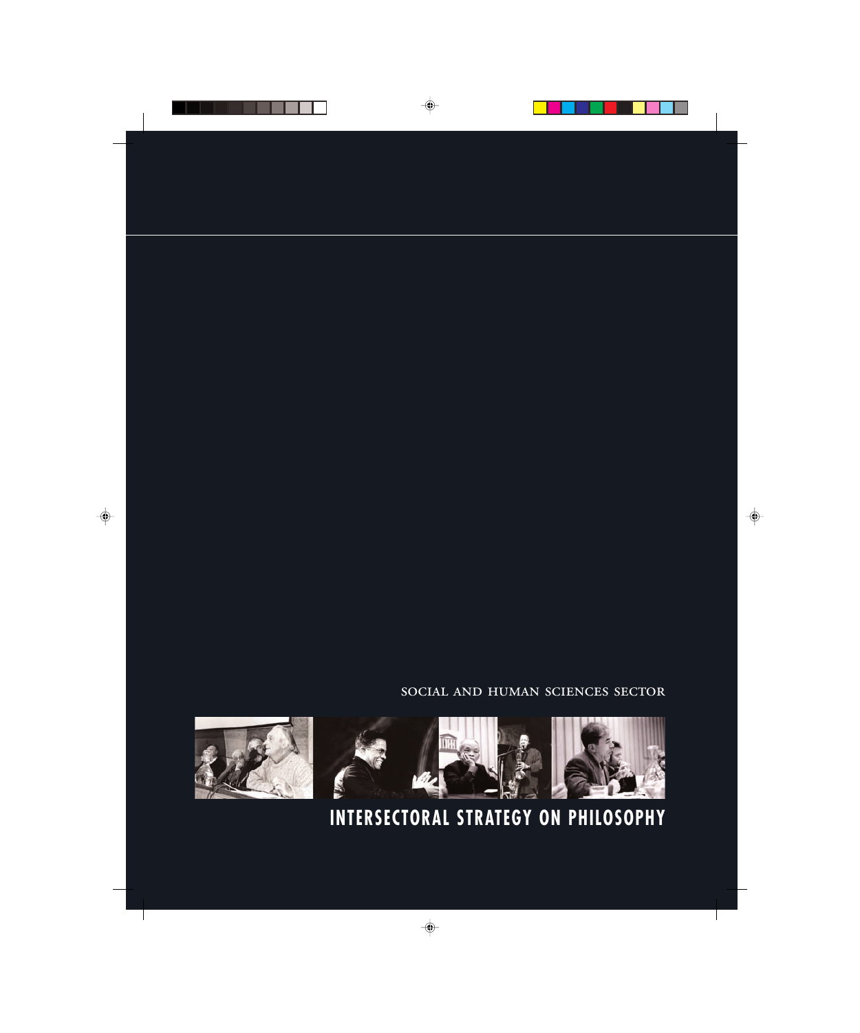SOCIAL AND HUMAN SCIENCES SECTOR

# INTERSECTORAL STRATEGY ON PHILOSOPHY